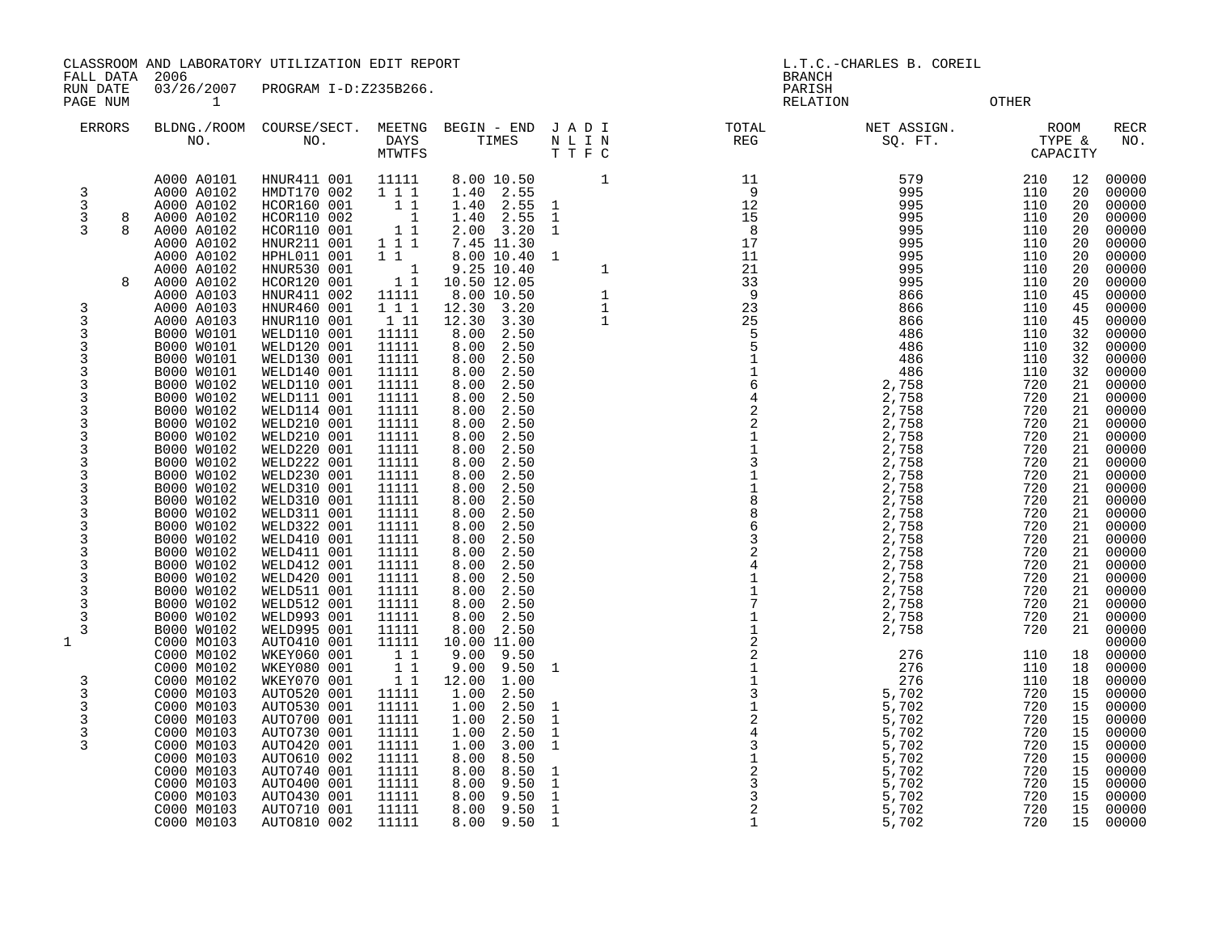CLASSROOM AND LABORATORY UTILIZATION EDIT REPORT
FALL DATA 2006
RUN DATE 03/26/2007 PROGRAM I-D:Z235B266.
PAGE NUM 1

L.T.C.-CHARLES B. COREIL
BRANCH
PARISH
RELATION OTHER

| ERRORS | | BLDNG./ROOM NO. | COURSE/SECT. NO. | MEETNG DAYS MTWTFS | BEGIN - END TIMES | JN AL DI IN TTFC | TOTAL REG | NET ASSIGN. SQ. FT. | ROOM TYPE & | CAPACITY | RECR NO. |
|---|---|---|---|---|---|---|---|---|---|---|---|
| | | A000 A0101 | HNUR411 001 | 11111 | 8.00 10.50 | 1 | 11 | 579 | 210 | 12 | 00000 |
| 3 | | A000 A0102 | HMDT170 002 | 1 1 1 | 1.40 2.55 | | 9 | 995 | 110 | 20 | 00000 |
| 3 | | A000 A0102 | HCOR160 001 | 1 1 | 1.40 2.55 | 1 | 12 | 995 | 110 | 20 | 00000 |
| 3 | 8 | A000 A0102 | HCOR110 002 | 1 | 1.40 2.55 | 1 | 15 | 995 | 110 | 20 | 00000 |
| 3 | 8 | A000 A0102 | HCOR110 001 | 1 1 | 2.00 3.20 | 1 | 8 | 995 | 110 | 20 | 00000 |
| | | A000 A0102 | HNUR211 001 | 1 1 1 | 7.45 11.30 | | 17 | 995 | 110 | 20 | 00000 |
| | | A000 A0102 | HPHL011 001 | 1 1 | 8.00 10.40 | 1 | 11 | 995 | 110 | 20 | 00000 |
| | | A000 A0102 | HNUR530 001 | 1 | 9.25 10.40 | 1 | 21 | 995 | 110 | 20 | 00000 |
| | 8 | A000 A0102 | HCOR120 001 | 1 1 | 10.50 12.05 | | 33 | 995 | 110 | 20 | 00000 |
| | | A000 A0103 | HNUR411 002 | 11111 | 8.00 10.50 | 1 | 9 | 866 | 110 | 45 | 00000 |
| 3 | | A000 A0103 | HNUR460 001 | 1 1 1 | 12.30 3.20 | 1 | 23 | 866 | 110 | 45 | 00000 |
| 3 | | A000 A0103 | HNUR110 001 | 1 11 | 12.30 3.30 | 1 | 25 | 866 | 110 | 45 | 00000 |
| 3 | | B000 W0101 | WELD110 001 | 11111 | 8.00 2.50 | | 5 | 486 | 110 | 32 | 00000 |
| 3 | | B000 W0101 | WELD120 001 | 11111 | 8.00 2.50 | | 5 | 486 | 110 | 32 | 00000 |
| 3 | | B000 W0101 | WELD130 001 | 11111 | 8.00 2.50 | | 1 | 486 | 110 | 32 | 00000 |
| 3 | | B000 W0101 | WELD140 001 | 11111 | 8.00 2.50 | | 1 | 486 | 110 | 32 | 00000 |
| 3 | | B000 W0102 | WELD110 001 | 11111 | 8.00 2.50 | | 6 | 2,758 | 720 | 21 | 00000 |
| 3 | | B000 W0102 | WELD111 001 | 11111 | 8.00 2.50 | | 4 | 2,758 | 720 | 21 | 00000 |
| 3 | | B000 W0102 | WELD114 001 | 11111 | 8.00 2.50 | | 2 | 2,758 | 720 | 21 | 00000 |
| 3 | | B000 W0102 | WELD210 001 | 11111 | 8.00 2.50 | | 2 | 2,758 | 720 | 21 | 00000 |
| 3 | | B000 W0102 | WELD210 001 | 11111 | 8.00 2.50 | | 1 | 2,758 | 720 | 21 | 00000 |
| 3 | | B000 W0102 | WELD220 001 | 11111 | 8.00 2.50 | | 1 | 2,758 | 720 | 21 | 00000 |
| 3 | | B000 W0102 | WELD222 001 | 11111 | 8.00 2.50 | | 3 | 2,758 | 720 | 21 | 00000 |
| 3 | | B000 W0102 | WELD230 001 | 11111 | 8.00 2.50 | | 1 | 2,758 | 720 | 21 | 00000 |
| 3 | | B000 W0102 | WELD310 001 | 11111 | 8.00 2.50 | | 1 | 2,758 | 720 | 21 | 00000 |
| 3 | | B000 W0102 | WELD310 001 | 11111 | 8.00 2.50 | | 8 | 2,758 | 720 | 21 | 00000 |
| 3 | | B000 W0102 | WELD311 001 | 11111 | 8.00 2.50 | | 8 | 2,758 | 720 | 21 | 00000 |
| 3 | | B000 W0102 | WELD322 001 | 11111 | 8.00 2.50 | | 6 | 2,758 | 720 | 21 | 00000 |
| 3 | | B000 W0102 | WELD410 001 | 11111 | 8.00 2.50 | | 3 | 2,758 | 720 | 21 | 00000 |
| 3 | | B000 W0102 | WELD411 001 | 11111 | 8.00 2.50 | | 2 | 2,758 | 720 | 21 | 00000 |
| 3 | | B000 W0102 | WELD412 001 | 11111 | 8.00 2.50 | | 4 | 2,758 | 720 | 21 | 00000 |
| 3 | | B000 W0102 | WELD420 001 | 11111 | 8.00 2.50 | | 1 | 2,758 | 720 | 21 | 00000 |
| 3 | | B000 W0102 | WELD511 001 | 11111 | 8.00 2.50 | | 1 | 2,758 | 720 | 21 | 00000 |
| 3 | | B000 W0102 | WELD512 001 | 11111 | 8.00 2.50 | | 7 | 2,758 | 720 | 21 | 00000 |
| 3 | | B000 W0102 | WELD993 001 | 11111 | 8.00 2.50 | | 1 | 2,758 | 720 | 21 | 00000 |
| 3 | | B000 W0102 | WELD995 001 | 11111 | 8.00 2.50 | | 1 | 2,758 | 720 | 21 | 00000 |
| 1 | | C000 MO103 | AUTO410 001 | 11111 | 10.00 11.00 | | 2 | | | | 00000 |
| | | C000 M0102 | WKEY060 001 | 1 1 | 9.00 9.50 | | 2 | 276 | 110 | 18 | 00000 |
| | | C000 M0102 | WKEY080 001 | 1 1 | 9.00 9.50 | 1 | 1 | 276 | 110 | 18 | 00000 |
| 3 | | C000 M0102 | WKEY070 001 | 1 1 | 12.00 1.00 | | 1 | 276 | 110 | 18 | 00000 |
| 3 | | C000 M0103 | AUTO520 001 | 11111 | 1.00 2.50 | | 3 | 5,702 | 720 | 15 | 00000 |
| 3 | | C000 M0103 | AUTO530 001 | 11111 | 1.00 2.50 | 1 | 1 | 5,702 | 720 | 15 | 00000 |
| 3 | | C000 M0103 | AUTO700 001 | 11111 | 1.00 2.50 | 1 | 2 | 5,702 | 720 | 15 | 00000 |
| 3 | | C000 M0103 | AUTO730 001 | 11111 | 1.00 2.50 | 1 | 4 | 5,702 | 720 | 15 | 00000 |
| 3 | | C000 M0103 | AUTO420 001 | 11111 | 1.00 3.00 | 1 | 3 | 5,702 | 720 | 15 | 00000 |
| | | C000 M0103 | AUTO610 002 | 11111 | 8.00 8.50 | | 1 | 5,702 | 720 | 15 | 00000 |
| | | C000 M0103 | AUTO740 001 | 11111 | 8.00 8.50 | 1 | 2 | 5,702 | 720 | 15 | 00000 |
| | | C000 M0103 | AUTO400 001 | 11111 | 8.00 9.50 | 1 | 3 | 5,702 | 720 | 15 | 00000 |
| | | C000 M0103 | AUTO430 001 | 11111 | 8.00 9.50 | 1 | 3 | 5,702 | 720 | 15 | 00000 |
| | | C000 M0103 | AUTO710 001 | 11111 | 8.00 9.50 | 1 | 2 | 5,702 | 720 | 15 | 00000 |
| | | C000 M0103 | AUTO810 002 | 11111 | 8.00 9.50 | 1 | 1 | 5,702 | 720 | 15 | 00000 |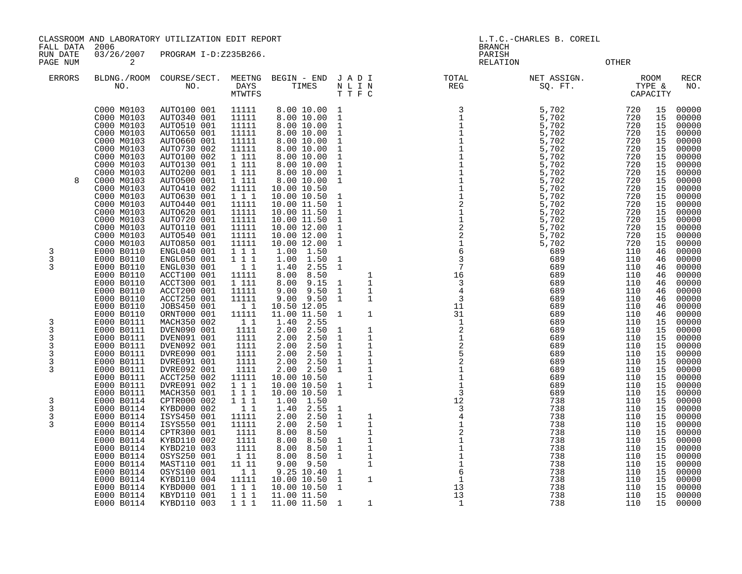CLASSROOM AND LABORATORY UTILIZATION EDIT REPORT
FALL DATA 2006
RUN DATE 03/26/2007 PROGRAM I-D:Z235B266.

L.T.C.-CHARLES B. COREIL
BRANCH
PARISH
RELATION OTHER

| ERRORS | BLDG./ROOM NO. | COURSE/SECT. NO. | MEETNG DAYS MTWTFS | BEGIN - END TIMES | J N T | A L T | D I F | I N C | TOTAL REG | NET ASSIGN. SQ. FT. | ROOM TYPE | CAPACITY | RECR NO. |
|---|---|---|---|---|---|---|---|---|---|---|---|---|---|
| | C000 M0103 | AUTO100 001 | 11111 | 8.00 10.00 | 1 | | | | 3 | 5,702 | 720 | 15 | 00000 |
| | C000 M0103 | AUTO340 001 | 11111 | 8.00 10.00 | 1 | | | | 1 | 5,702 | 720 | 15 | 00000 |
| | C000 M0103 | AUTO510 001 | 11111 | 8.00 10.00 | 1 | | | | 1 | 5,702 | 720 | 15 | 00000 |
| | C000 M0103 | AUTO650 001 | 11111 | 8.00 10.00 | 1 | | | | 1 | 5,702 | 720 | 15 | 00000 |
| | C000 M0103 | AUTO660 001 | 11111 | 8.00 10.00 | 1 | | | | 1 | 5,702 | 720 | 15 | 00000 |
| | C000 M0103 | AUTO730 002 | 11111 | 8.00 10.00 | 1 | | | | 1 | 5,702 | 720 | 15 | 00000 |
| | C000 M0103 | AUTO100 002 | 1 111 | 8.00 10.00 | 1 | | | | 1 | 5,702 | 720 | 15 | 00000 |
| | C000 M0103 | AUTO130 001 | 1 111 | 8.00 10.00 | 1 | | | | 1 | 5,702 | 720 | 15 | 00000 |
| | C000 M0103 | AUTO200 001 | 1 111 | 8.00 10.00 | 1 | | | | 1 | 5,702 | 720 | 15 | 00000 |
| 8 | C000 M0103 | AUTO500 001 | 1 111 | 8.00 10.00 | 1 | | | | 1 | 5,702 | 720 | 15 | 00000 |
| | C000 M0103 | AUTO410 002 | 11111 | 10.00 10.50 | | | | | 1 | 5,702 | 720 | 15 | 00000 |
| | C000 M0103 | AUTO630 001 | 1 1 1 | 10.00 10.50 | 1 | | | | 1 | 5,702 | 720 | 15 | 00000 |
| | C000 M0103 | AUTO440 001 | 11111 | 10.00 11.50 | 1 | | | | 2 | 5,702 | 720 | 15 | 00000 |
| | C000 M0103 | AUTO620 001 | 11111 | 10.00 11.50 | 1 | | | | 1 | 5,702 | 720 | 15 | 00000 |
| | C000 M0103 | AUTO720 001 | 11111 | 10.00 11.50 | 1 | | | | 1 | 5,702 | 720 | 15 | 00000 |
| | C000 M0103 | AUTO110 001 | 11111 | 10.00 12.00 | 1 | | | | 2 | 5,702 | 720 | 15 | 00000 |
| | C000 M0103 | AUTO540 001 | 11111 | 10.00 12.00 | 1 | | | | 2 | 5,702 | 720 | 15 | 00000 |
| | C000 M0103 | AUTO850 001 | 11111 | 10.00 12.00 | 1 | | | | 1 | 5,702 | 720 | 15 | 00000 |
| 3 | E000 B0110 | ENGL040 001 | 1 1 1 | 1.00 1.50 | | | | | 6 | 689 | 110 | 46 | 00000 |
| 3 | E000 B0110 | ENGL050 001 | 1 1 1 | 1.00 1.50 | 1 | | | | 3 | 689 | 110 | 46 | 00000 |
| 3 | E000 B0110 | ENGL030 001 | 1 1 | 1.40 2.55 | 1 | | | | 7 | 689 | 110 | 46 | 00000 |
| | E000 B0110 | ACCT100 001 | 11111 | 8.00 8.50 | | | | 1 | 16 | 689 | 110 | 46 | 00000 |
| | E000 B0110 | ACCT300 001 | 1 111 | 8.00 9.15 | 1 | | | 1 | 3 | 689 | 110 | 46 | 00000 |
| | E000 B0110 | ACCT200 001 | 11111 | 9.00 9.50 | 1 | | | 1 | 4 | 689 | 110 | 46 | 00000 |
| | E000 B0110 | ACCT250 001 | 11111 | 9.00 9.50 | 1 | | | 1 | 3 | 689 | 110 | 46 | 00000 |
| | E000 B0110 | JOBS450 001 | 1 1 | 10.50 12.05 | | | | | 11 | 689 | 110 | 46 | 00000 |
| | E000 B0110 | ORNT000 001 | 11111 | 11.00 11.50 | 1 | | | 1 | 31 | 689 | 110 | 46 | 00000 |
| 3 | E000 B0111 | MACH350 002 | 1 1 | 1.40 2.55 | | | | | 1 | 689 | 110 | 15 | 00000 |
| 3 | E000 B0111 | DVEN090 001 | 1111 | 2.00 2.50 | 1 | | | 1 | 2 | 689 | 110 | 15 | 00000 |
| 3 | E000 B0111 | DVEN091 001 | 1111 | 2.00 2.50 | 1 | | | 1 | 1 | 689 | 110 | 15 | 00000 |
| 3 | E000 B0111 | DVEN092 001 | 1111 | 2.00 2.50 | 1 | | | 1 | 2 | 689 | 110 | 15 | 00000 |
| 3 | E000 B0111 | DVRE090 001 | 1111 | 2.00 2.50 | 1 | | | 1 | 5 | 689 | 110 | 15 | 00000 |
| 3 | E000 B0111 | DVRE091 001 | 1111 | 2.00 2.50 | 1 | | | 1 | 2 | 689 | 110 | 15 | 00000 |
| 3 | E000 B0111 | DVRE092 001 | 1111 | 2.00 2.50 | 1 | | | 1 | 1 | 689 | 110 | 15 | 00000 |
| | E000 B0111 | ACCT250 002 | 11111 | 10.00 10.50 | | | | 1 | 1 | 689 | 110 | 15 | 00000 |
| | E000 B0111 | DVRE091 002 | 1 1 1 | 10.00 10.50 | 1 | | | 1 | 1 | 689 | 110 | 15 | 00000 |
| | E000 B0111 | MACH350 001 | 1 1 1 | 10.00 10.50 | 1 | | | | 3 | 689 | 110 | 15 | 00000 |
| 3 | E000 B0114 | CPTR000 002 | 1 1 1 | 1.00 1.50 | | | | | 12 | 738 | 110 | 15 | 00000 |
| 3 | E000 B0114 | KYBD000 002 | 1 1 | 1.40 2.55 | 1 | | | | 3 | 738 | 110 | 15 | 00000 |
| 3 | E000 B0114 | ISYS450 001 | 11111 | 2.00 2.50 | 1 | | | 1 | 4 | 738 | 110 | 15 | 00000 |
| 3 | E000 B0114 | ISYS550 001 | 11111 | 2.00 2.50 | 1 | | | 1 | 1 | 738 | 110 | 15 | 00000 |
| | E000 B0114 | CPTR300 001 | 1111 | 8.00 8.50 | | | | 1 | 2 | 738 | 110 | 15 | 00000 |
| | E000 B0114 | KYBD110 002 | 1111 | 8.00 8.50 | 1 | | | 1 | 1 | 738 | 110 | 15 | 00000 |
| | E000 B0114 | KYBD210 003 | 1111 | 8.00 8.50 | 1 | | | 1 | 1 | 738 | 110 | 15 | 00000 |
| | E000 B0114 | OSYS250 001 | 1 11 | 8.00 8.50 | 1 | | | 1 | 1 | 738 | 110 | 15 | 00000 |
| | E000 B0114 | MAST110 001 | 11 11 | 9.00 9.50 | | | | 1 | 1 | 738 | 110 | 15 | 00000 |
| | E000 B0114 | OSYS100 001 | 1 1 | 9.25 10.40 | 1 | | | | 6 | 738 | 110 | 15 | 00000 |
| | E000 B0114 | KYBD110 004 | 11111 | 10.00 10.50 | 1 | | | 1 | 1 | 738 | 110 | 15 | 00000 |
| | E000 B0114 | KYBD000 001 | 1 1 1 | 10.00 10.50 | 1 | | | | 13 | 738 | 110 | 15 | 00000 |
| | E000 B0114 | KBYD110 001 | 1 1 1 | 11.00 11.50 | | | | | 13 | 738 | 110 | 15 | 00000 |
| | E000 B0114 | KYBD110 003 | 1 1 1 | 11.00 11.50 | 1 | | | 1 | 1 | 738 | 110 | 15 | 00000 |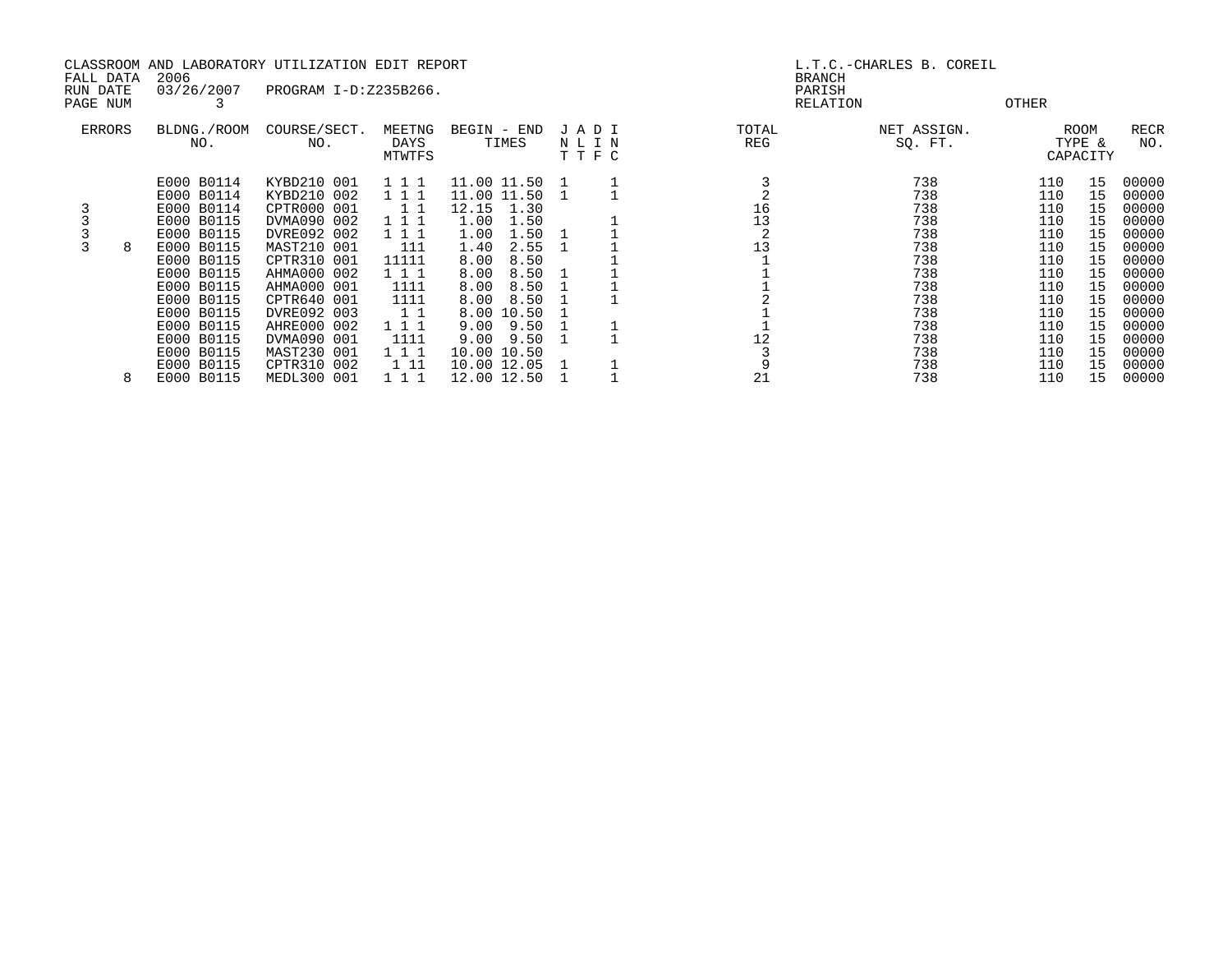CLASSROOM AND LABORATORY UTILIZATION EDIT REPORT
FALL DATA 2006
RUN DATE 03/26/2007 PROGRAM I-D:Z235B266.
PAGE NUM 3

L.T.C.-CHARLES B. COREIL
BRANCH
PARISH
RELATION OTHER

| ERRORS | | BLDNG./ROOM NO. | COURSE/SECT. NO. | MEETNG DAYS MTWTFS | BEGIN - END TIMES | | J N T | A L T | D I F | I N C | TOTAL REG | NET ASSIGN. SQ. FT. | ROOM TYPE & CAPACITY | | RECR NO. |
|---|---|---|---|---|---|---|---|---|---|---|---|---|---|---|---|
| | | E000 B0114 | KYBD210 001 | 1 1 1 | 11.00 | 11.50 | 1 | | | 1 | 3 | 738 | 110 | 15 | 00000 |
| | | E000 B0114 | KYBD210 002 | 1 1 1 | 11.00 | 11.50 | 1 | | | 1 | 2 | 738 | 110 | 15 | 00000 |
| 3 | | E000 B0114 | CPTR000 001 | 1 1 | 12.15 | 1.30 | | | | | 16 | 738 | 110 | 15 | 00000 |
| 3 | | E000 B0115 | DVMA090 002 | 1 1 1 | 1.00 | 1.50 | | | | 1 | 13 | 738 | 110 | 15 | 00000 |
| 3 | | E000 B0115 | DVRE092 002 | 1 1 1 | 1.00 | 1.50 | 1 | | | 1 | 2 | 738 | 110 | 15 | 00000 |
| 3 | 8 | E000 B0115 | MAST210 001 | 111 | 1.40 | 2.55 | 1 | | | 1 | 13 | 738 | 110 | 15 | 00000 |
| | | E000 B0115 | CPTR310 001 | 11111 | 8.00 | 8.50 | | | | 1 | 1 | 738 | 110 | 15 | 00000 |
| | | E000 B0115 | AHMA000 002 | 1 1 1 | 8.00 | 8.50 | 1 | | | 1 | 1 | 738 | 110 | 15 | 00000 |
| | | E000 B0115 | AHMA000 001 | 1111 | 8.00 | 8.50 | 1 | | | 1 | 1 | 738 | 110 | 15 | 00000 |
| | | E000 B0115 | CPTR640 001 | 1111 | 8.00 | 8.50 | 1 | | | 1 | 2 | 738 | 110 | 15 | 00000 |
| | | E000 B0115 | DVRE092 003 | 1 1 | 8.00 | 10.50 | 1 | | | | 1 | 738 | 110 | 15 | 00000 |
| | | E000 B0115 | AHRE000 002 | 1 1 1 | 9.00 | 9.50 | 1 | | | 1 | 1 | 738 | 110 | 15 | 00000 |
| | | E000 B0115 | DVMA090 001 | 1111 | 9.00 | 9.50 | 1 | | | 1 | 12 | 738 | 110 | 15 | 00000 |
| | | E000 B0115 | MAST230 001 | 1 1 1 | 10.00 | 10.50 | | | | | 3 | 738 | 110 | 15 | 00000 |
| | | E000 B0115 | CPTR310 002 | 1 11 | 10.00 | 12.05 | 1 | | | 1 | 9 | 738 | 110 | 15 | 00000 |
| | 8 | E000 B0115 | MEDL300 001 | 1 1 1 | 12.00 | 12.50 | 1 | | | 1 | 21 | 738 | 110 | 15 | 00000 |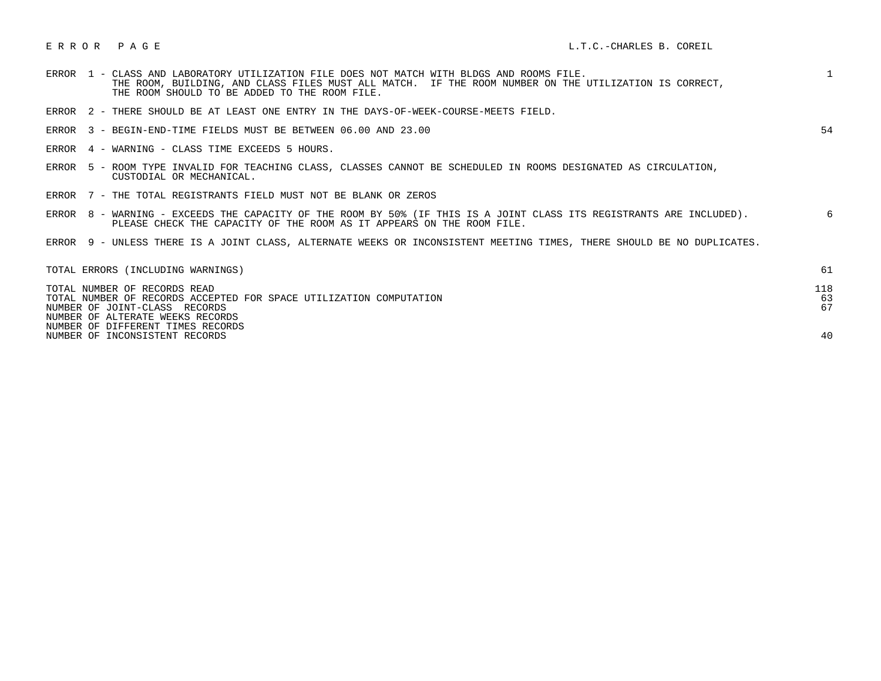# E R R O R   P A G E

L.T.C.-CHARLES B. COREIL

| Error | Description | Count |
|---|---|---|
| ERROR 1 | CLASS AND LABORATORY UTILIZATION FILE DOES NOT MATCH WITH BLDGS AND ROOMS FILE. THE ROOM, BUILDING, AND CLASS FILES MUST ALL MATCH. IF THE ROOM NUMBER ON THE UTILIZATION IS CORRECT, THE ROOM SHOULD TO BE ADDED TO THE ROOM FILE. | 1 |
| ERROR 2 | THERE SHOULD BE AT LEAST ONE ENTRY IN THE DAYS-OF-WEEK-COURSE-MEETS FIELD. | |
| ERROR 3 | BEGIN-END-TIME FIELDS MUST BE BETWEEN 06.00 AND 23.00 | 54 |
| ERROR 4 | WARNING - CLASS TIME EXCEEDS 5 HOURS. | |
| ERROR 5 | ROOM TYPE INVALID FOR TEACHING CLASS, CLASSES CANNOT BE SCHEDULED IN ROOMS DESIGNATED AS CIRCULATION, CUSTODIAL OR MECHANICAL. | |
| ERROR 7 | THE TOTAL REGISTRANTS FIELD MUST NOT BE BLANK OR ZEROS | |
| ERROR 8 | WARNING - EXCEEDS THE CAPACITY OF THE ROOM BY 50% (IF THIS IS A JOINT CLASS ITS REGISTRANTS ARE INCLUDED). PLEASE CHECK THE CAPACITY OF THE ROOM AS IT APPEARS ON THE ROOM FILE. | 6 |
| ERROR 9 | UNLESS THERE IS A JOINT CLASS, ALTERNATE WEEKS OR INCONSISTENT MEETING TIMES, THERE SHOULD BE NO DUPLICATES. | |

| | |
|---|---|
| TOTAL ERRORS (INCLUDING WARNINGS) | 61 |
| TOTAL NUMBER OF RECORDS READ | 118 |
| TOTAL NUMBER OF RECORDS ACCEPTED FOR SPACE UTILIZATION COMPUTATION | 63 |
| NUMBER OF JOINT-CLASS RECORDS | 67 |
| NUMBER OF ALTERNATE WEEKS RECORDS | |
| NUMBER OF DIFFERENT TIMES RECORDS | |
| NUMBER OF INCONSISTENT RECORDS | 40 |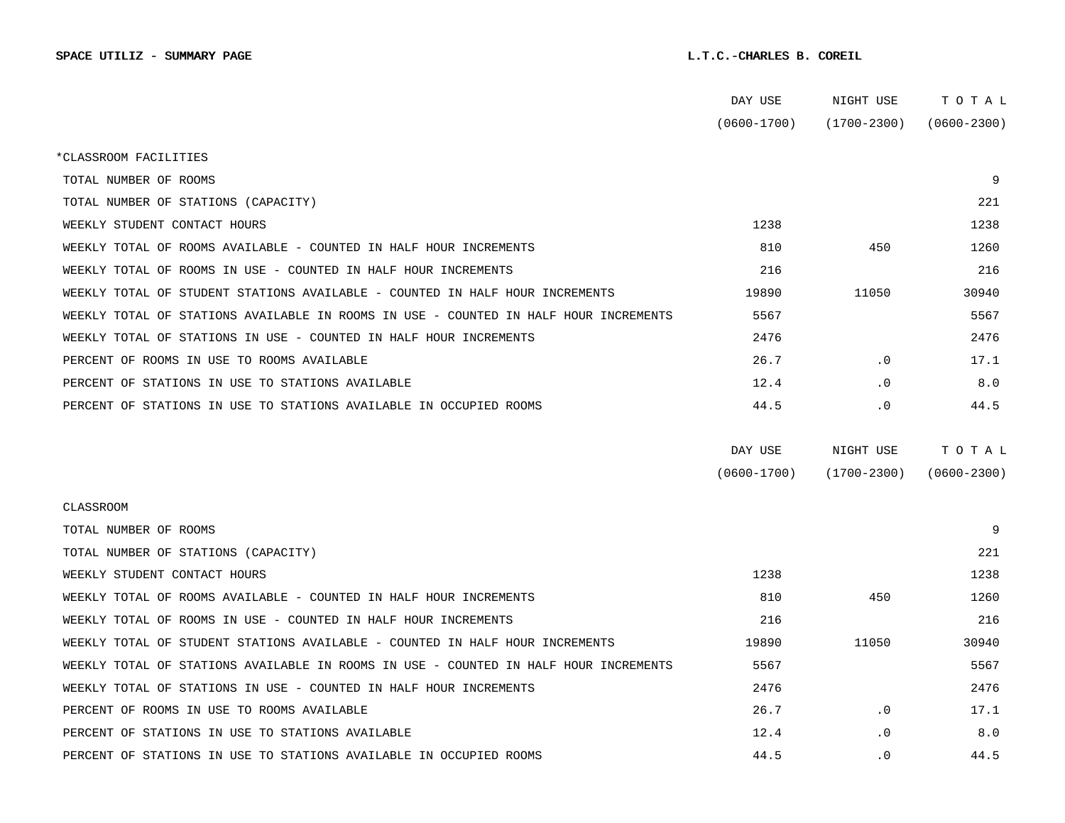**SPACE UTILIZ - SUMMARY PAGE** **L.T.C.-CHARLES B. COREIL**

| | DAY USE (0600-1700) | NIGHT USE (1700-2300) | T O T A L (0600-2300) |
|---|---|---|---|
| *CLASSROOM FACILITIES | | | |
| TOTAL NUMBER OF ROOMS | | | 9 |
| TOTAL NUMBER OF STATIONS (CAPACITY) | | | 221 |
| WEEKLY STUDENT CONTACT HOURS | 1238 | | 1238 |
| WEEKLY TOTAL OF ROOMS AVAILABLE - COUNTED IN HALF HOUR INCREMENTS | 810 | 450 | 1260 |
| WEEKLY TOTAL OF ROOMS IN USE - COUNTED IN HALF HOUR INCREMENTS | 216 | | 216 |
| WEEKLY TOTAL OF STUDENT STATIONS AVAILABLE - COUNTED IN HALF HOUR INCREMENTS | 19890 | 11050 | 30940 |
| WEEKLY TOTAL OF STATIONS AVAILABLE IN ROOMS IN USE - COUNTED IN HALF HOUR INCREMENTS | 5567 | | 5567 |
| WEEKLY TOTAL OF STATIONS IN USE - COUNTED IN HALF HOUR INCREMENTS | 2476 | | 2476 |
| PERCENT OF ROOMS IN USE TO ROOMS AVAILABLE | 26.7 | .0 | 17.1 |
| PERCENT OF STATIONS IN USE TO STATIONS AVAILABLE | 12.4 | .0 | 8.0 |
| PERCENT OF STATIONS IN USE TO STATIONS AVAILABLE IN OCCUPIED ROOMS | 44.5 | .0 | 44.5 |

| | DAY USE (0600-1700) | NIGHT USE (1700-2300) | T O T A L (0600-2300) |
|---|---|---|---|
| CLASSROOM | | | |
| TOTAL NUMBER OF ROOMS | | | 9 |
| TOTAL NUMBER OF STATIONS (CAPACITY) | | | 221 |
| WEEKLY STUDENT CONTACT HOURS | 1238 | | 1238 |
| WEEKLY TOTAL OF ROOMS AVAILABLE - COUNTED IN HALF HOUR INCREMENTS | 810 | 450 | 1260 |
| WEEKLY TOTAL OF ROOMS IN USE - COUNTED IN HALF HOUR INCREMENTS | 216 | | 216 |
| WEEKLY TOTAL OF STUDENT STATIONS AVAILABLE - COUNTED IN HALF HOUR INCREMENTS | 19890 | 11050 | 30940 |
| WEEKLY TOTAL OF STATIONS AVAILABLE IN ROOMS IN USE - COUNTED IN HALF HOUR INCREMENTS | 5567 | | 5567 |
| WEEKLY TOTAL OF STATIONS IN USE - COUNTED IN HALF HOUR INCREMENTS | 2476 | | 2476 |
| PERCENT OF ROOMS IN USE TO ROOMS AVAILABLE | 26.7 | .0 | 17.1 |
| PERCENT OF STATIONS IN USE TO STATIONS AVAILABLE | 12.4 | .0 | 8.0 |
| PERCENT OF STATIONS IN USE TO STATIONS AVAILABLE IN OCCUPIED ROOMS | 44.5 | .0 | 44.5 |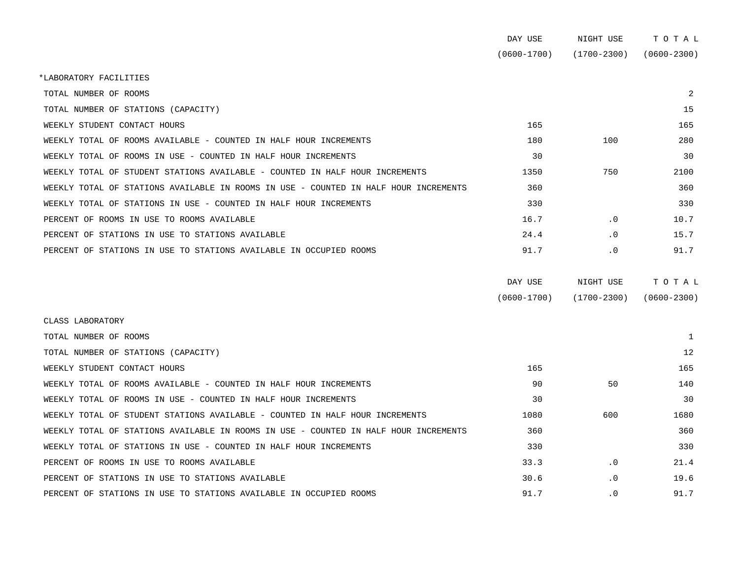| | DAY USE (0600-1700) | NIGHT USE (1700-2300) | T O T A L (0600-2300) |
|---|---|---|---|
| *LABORATORY FACILITIES | | | |
| TOTAL NUMBER OF ROOMS | | | 2 |
| TOTAL NUMBER OF STATIONS (CAPACITY) | | | 15 |
| WEEKLY STUDENT CONTACT HOURS | 165 | | 165 |
| WEEKLY TOTAL OF ROOMS AVAILABLE - COUNTED IN HALF HOUR INCREMENTS | 180 | 100 | 280 |
| WEEKLY TOTAL OF ROOMS IN USE - COUNTED IN HALF HOUR INCREMENTS | 30 | | 30 |
| WEEKLY TOTAL OF STUDENT STATIONS AVAILABLE - COUNTED IN HALF HOUR INCREMENTS | 1350 | 750 | 2100 |
| WEEKLY TOTAL OF STATIONS AVAILABLE IN ROOMS IN USE - COUNTED IN HALF HOUR INCREMENTS | 360 | | 360 |
| WEEKLY TOTAL OF STATIONS IN USE - COUNTED IN HALF HOUR INCREMENTS | 330 | | 330 |
| PERCENT OF ROOMS IN USE TO ROOMS AVAILABLE | 16.7 | .0 | 10.7 |
| PERCENT OF STATIONS IN USE TO STATIONS AVAILABLE | 24.4 | .0 | 15.7 |
| PERCENT OF STATIONS IN USE TO STATIONS AVAILABLE IN OCCUPIED ROOMS | 91.7 | .0 | 91.7 |

| | DAY USE (0600-1700) | NIGHT USE (1700-2300) | T O T A L (0600-2300) |
|---|---|---|---|
| CLASS LABORATORY | | | |
| TOTAL NUMBER OF ROOMS | | | 1 |
| TOTAL NUMBER OF STATIONS (CAPACITY) | | | 12 |
| WEEKLY STUDENT CONTACT HOURS | 165 | | 165 |
| WEEKLY TOTAL OF ROOMS AVAILABLE - COUNTED IN HALF HOUR INCREMENTS | 90 | 50 | 140 |
| WEEKLY TOTAL OF ROOMS IN USE - COUNTED IN HALF HOUR INCREMENTS | 30 | | 30 |
| WEEKLY TOTAL OF STUDENT STATIONS AVAILABLE - COUNTED IN HALF HOUR INCREMENTS | 1080 | 600 | 1680 |
| WEEKLY TOTAL OF STATIONS AVAILABLE IN ROOMS IN USE - COUNTED IN HALF HOUR INCREMENTS | 360 | | 360 |
| WEEKLY TOTAL OF STATIONS IN USE - COUNTED IN HALF HOUR INCREMENTS | 330 | | 330 |
| PERCENT OF ROOMS IN USE TO ROOMS AVAILABLE | 33.3 | .0 | 21.4 |
| PERCENT OF STATIONS IN USE TO STATIONS AVAILABLE | 30.6 | .0 | 19.6 |
| PERCENT OF STATIONS IN USE TO STATIONS AVAILABLE IN OCCUPIED ROOMS | 91.7 | .0 | 91.7 |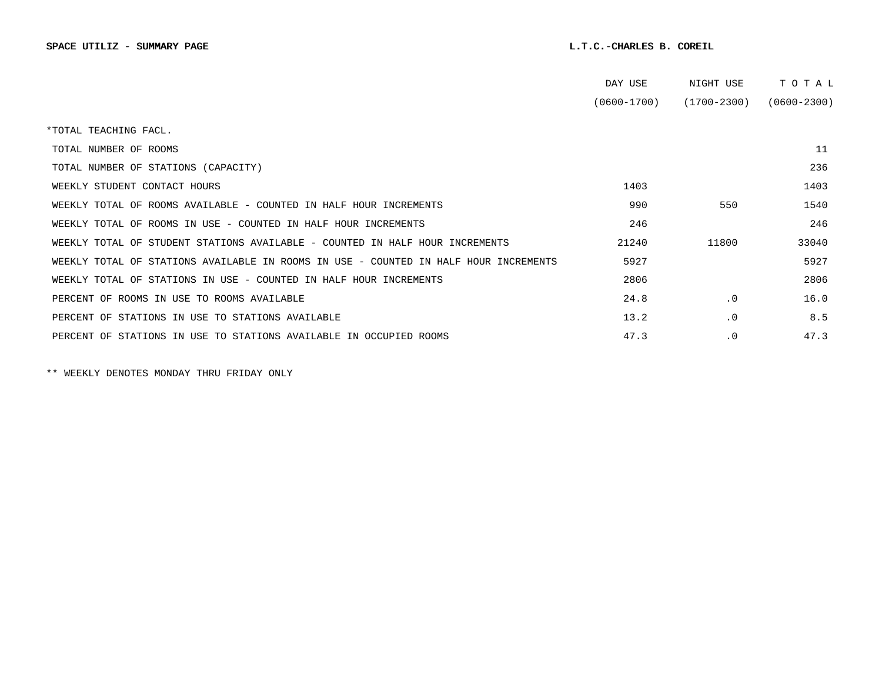**SPACE UTILIZ - SUMMARY PAGE** **L.T.C.-CHARLES B. COREIL**

| | DAY USE (0600-1700) | NIGHT USE (1700-2300) | T O T A L (0600-2300) |
|---|---|---|---|
| *TOTAL TEACHING FACL. | | | |
| TOTAL NUMBER OF ROOMS | | | 11 |
| TOTAL NUMBER OF STATIONS (CAPACITY) | | | 236 |
| WEEKLY STUDENT CONTACT HOURS | 1403 | | 1403 |
| WEEKLY TOTAL OF ROOMS AVAILABLE - COUNTED IN HALF HOUR INCREMENTS | 990 | 550 | 1540 |
| WEEKLY TOTAL OF ROOMS IN USE - COUNTED IN HALF HOUR INCREMENTS | 246 | | 246 |
| WEEKLY TOTAL OF STUDENT STATIONS AVAILABLE - COUNTED IN HALF HOUR INCREMENTS | 21240 | 11800 | 33040 |
| WEEKLY TOTAL OF STATIONS AVAILABLE IN ROOMS IN USE - COUNTED IN HALF HOUR INCREMENTS | 5927 | | 5927 |
| WEEKLY TOTAL OF STATIONS IN USE - COUNTED IN HALF HOUR INCREMENTS | 2806 | | 2806 |
| PERCENT OF ROOMS IN USE TO ROOMS AVAILABLE | 24.8 | .0 | 16.0 |
| PERCENT OF STATIONS IN USE TO STATIONS AVAILABLE | 13.2 | .0 | 8.5 |
| PERCENT OF STATIONS IN USE TO STATIONS AVAILABLE IN OCCUPIED ROOMS | 47.3 | .0 | 47.3 |

** WEEKLY DENOTES MONDAY THRU FRIDAY ONLY